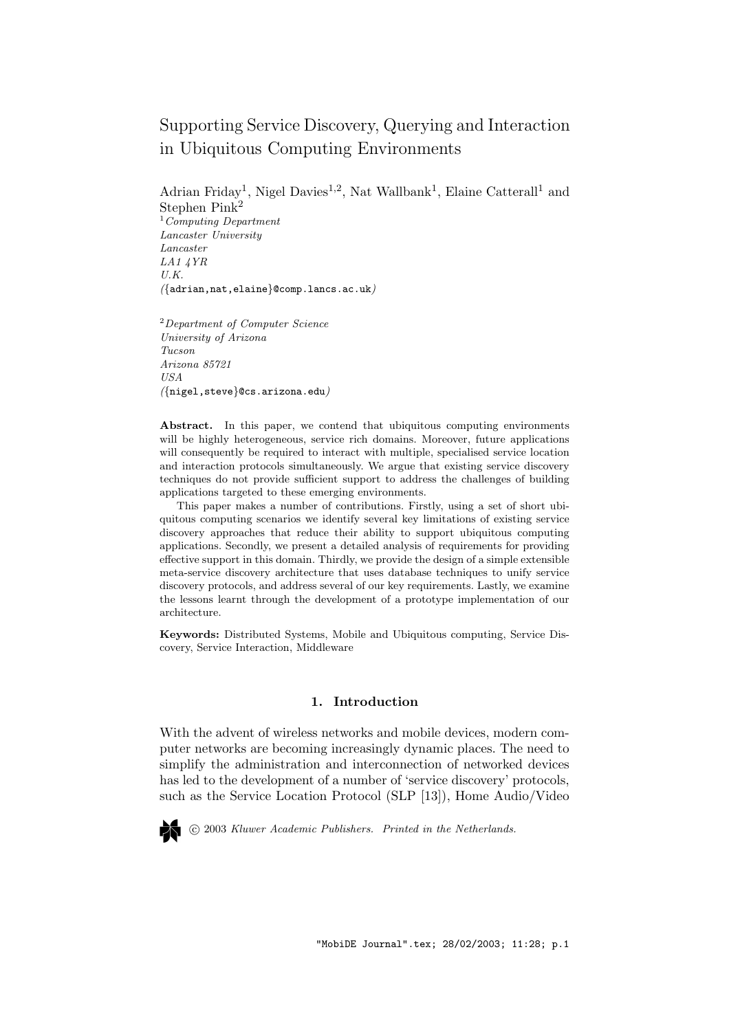# Supporting Service Discovery, Querying and Interaction in Ubiquitous Computing Environments

Adrian Friday[1], Nigel Davies[1,2], Nat Wallbank[1], Elaine Catterall[1] and Stephen Pink[2]

[1]*Computing Department*
*Lancaster University*
*Lancaster*
*LA1 4YR*
*U.K.*
*(*{adrian,nat,elaine}@comp.lancs.ac.uk*)*

[2]*Department of Computer Science*
*University of Arizona*
*Tucson*
*Arizona 85721*
*USA*
*(*{nigel,steve}@cs.arizona.edu*)*

**Abstract.** In this paper, we contend that ubiquitous computing environments will be highly heterogeneous, service rich domains. Moreover, future applications will consequently be required to interact with multiple, specialised service location and interaction protocols simultaneously. We argue that existing service discovery techniques do not provide sufficient support to address the challenges of building applications targeted to these emerging environments.

This paper makes a number of contributions. Firstly, using a set of short ubiquitous computing scenarios we identify several key limitations of existing service discovery approaches that reduce their ability to support ubiquitous computing applications. Secondly, we present a detailed analysis of requirements for providing effective support in this domain. Thirdly, we provide the design of a simple extensible meta-service discovery architecture that uses database techniques to unify service discovery protocols, and address several of our key requirements. Lastly, we examine the lessons learnt through the development of a prototype implementation of our architecture.

**Keywords:** Distributed Systems, Mobile and Ubiquitous computing, Service Discovery, Service Interaction, Middleware

## 1. Introduction

With the advent of wireless networks and mobile devices, modern computer networks are becoming increasingly dynamic places. The need to simplify the administration and interconnection of networked devices has led to the development of a number of 'service discovery' protocols, such as the Service Location Protocol (SLP [13]), Home Audio/Video

© 2003 *Kluwer Academic Publishers. Printed in the Netherlands.*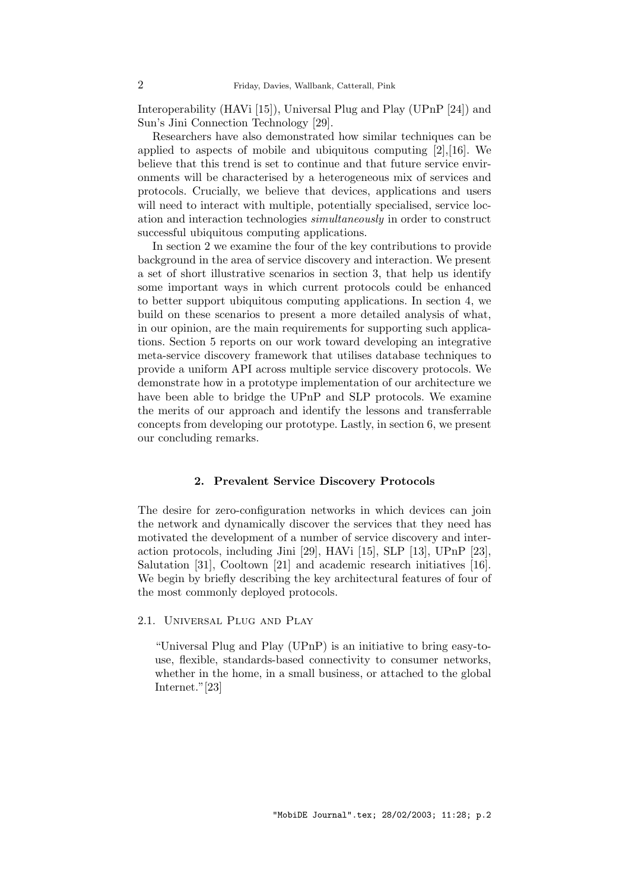Interoperability (HAVi [15]), Universal Plug and Play (UPnP [24]) and Sun's Jini Connection Technology [29].

Researchers have also demonstrated how similar techniques can be applied to aspects of mobile and ubiquitous computing [2],[16]. We believe that this trend is set to continue and that future service environments will be characterised by a heterogeneous mix of services and protocols. Crucially, we believe that devices, applications and users will need to interact with multiple, potentially specialised, service location and interaction technologies *simultaneously* in order to construct successful ubiquitous computing applications.

In section 2 we examine the four of the key contributions to provide background in the area of service discovery and interaction. We present a set of short illustrative scenarios in section 3, that help us identify some important ways in which current protocols could be enhanced to better support ubiquitous computing applications. In section 4, we build on these scenarios to present a more detailed analysis of what, in our opinion, are the main requirements for supporting such applications. Section 5 reports on our work toward developing an integrative meta-service discovery framework that utilises database techniques to provide a uniform API across multiple service discovery protocols. We demonstrate how in a prototype implementation of our architecture we have been able to bridge the UPnP and SLP protocols. We examine the merits of our approach and identify the lessons and transferrable concepts from developing our prototype. Lastly, in section 6, we present our concluding remarks.

## 2. Prevalent Service Discovery Protocols

The desire for zero-configuration networks in which devices can join the network and dynamically discover the services that they need has motivated the development of a number of service discovery and interaction protocols, including Jini [29], HAVi [15], SLP [13], UPnP [23], Salutation [31], Cooltown [21] and academic research initiatives [16]. We begin by briefly describing the key architectural features of four of the most commonly deployed protocols.

### 2.1. Universal Plug and Play

> "Universal Plug and Play (UPnP) is an initiative to bring easy-to-use, flexible, standards-based connectivity to consumer networks, whether in the home, in a small business, or attached to the global Internet."[23]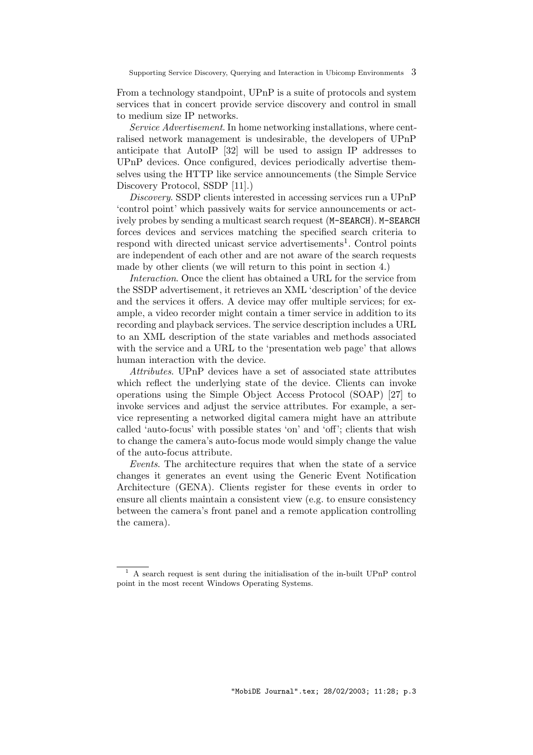From a technology standpoint, UPnP is a suite of protocols and system services that in concert provide service discovery and control in small to medium size IP networks.

*Service Advertisement*. In home networking installations, where centralised network management is undesirable, the developers of UPnP anticipate that AutoIP [32] will be used to assign IP addresses to UPnP devices. Once configured, devices periodically advertise themselves using the HTTP like service announcements (the Simple Service Discovery Protocol, SSDP [11].)

*Discovery*. SSDP clients interested in accessing services run a UPnP 'control point' which passively waits for service announcements or actively probes by sending a multicast search request (`M-SEARCH`). `M-SEARCH` forces devices and services matching the specified search criteria to respond with directed unicast service advertisements[1]. Control points are independent of each other and are not aware of the search requests made by other clients (we will return to this point in section 4.)

*Interaction*. Once the client has obtained a URL for the service from the SSDP advertisement, it retrieves an XML 'description' of the device and the services it offers. A device may offer multiple services; for example, a video recorder might contain a timer service in addition to its recording and playback services. The service description includes a URL to an XML description of the state variables and methods associated with the service and a URL to the 'presentation web page' that allows human interaction with the device.

*Attributes*. UPnP devices have a set of associated state attributes which reflect the underlying state of the device. Clients can invoke operations using the Simple Object Access Protocol (SOAP) [27] to invoke services and adjust the service attributes. For example, a service representing a networked digital camera might have an attribute called 'auto-focus' with possible states 'on' and 'off'; clients that wish to change the camera's auto-focus mode would simply change the value of the auto-focus attribute.

*Events*. The architecture requires that when the state of a service changes it generates an event using the Generic Event Notification Architecture (GENA). Clients register for these events in order to ensure all clients maintain a consistent view (e.g. to ensure consistency between the camera's front panel and a remote application controlling the camera).

---

[1] A search request is sent during the initialisation of the in-built UPnP control point in the most recent Windows Operating Systems.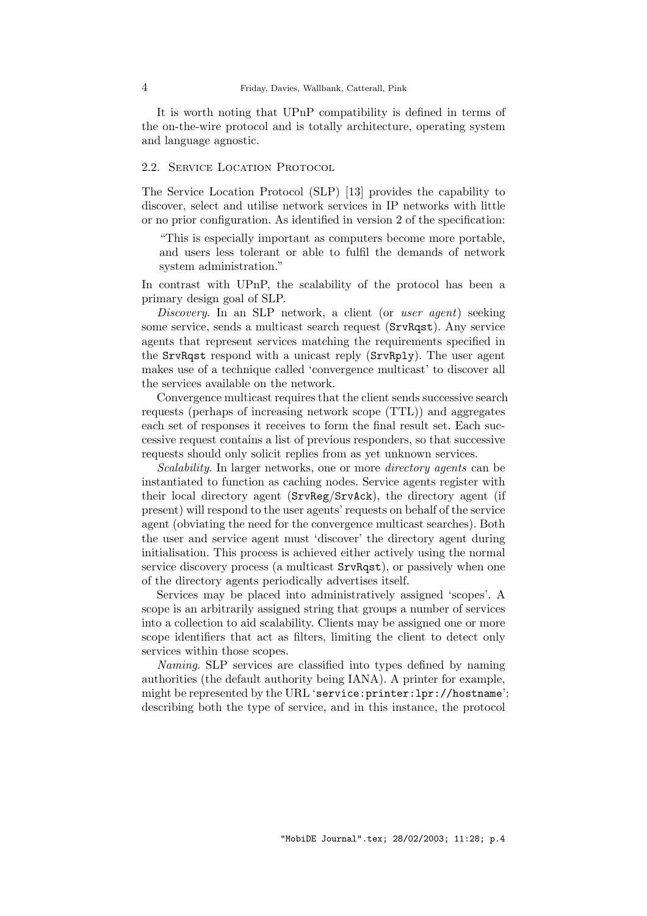It is worth noting that UPnP compatibility is defined in terms of the on-the-wire protocol and is totally architecture, operating system and language agnostic.

### 2.2. Service Location Protocol

The Service Location Protocol (SLP) [13] provides the capability to discover, select and utilise network services in IP networks with little or no prior configuration. As identified in version 2 of the specification:

> "This is especially important as computers become more portable, and users less tolerant or able to fulfil the demands of network system administration."

In contrast with UPnP, the scalability of the protocol has been a primary design goal of SLP.

*Discovery*. In an SLP network, a client (or *user agent*) seeking some service, sends a multicast search request (`SrvRqst`). Any service agents that represent services matching the requirements specified in the `SrvRqst` respond with a unicast reply (`SrvRply`). The user agent makes use of a technique called 'convergence multicast' to discover all the services available on the network.

Convergence multicast requires that the client sends successive search requests (perhaps of increasing network scope (TTL)) and aggregates each set of responses it receives to form the final result set. Each successive request contains a list of previous responders, so that successive requests should only solicit replies from as yet unknown services.

*Scalability*. In larger networks, one or more *directory agents* can be instantiated to function as caching nodes. Service agents register with their local directory agent (`SrvReg`/`SrvAck`), the directory agent (if present) will respond to the user agents' requests on behalf of the service agent (obviating the need for the convergence multicast searches). Both the user and service agent must 'discover' the directory agent during initialisation. This process is achieved either actively using the normal service discovery process (a multicast `SrvRqst`), or passively when one of the directory agents periodically advertises itself.

Services may be placed into administratively assigned 'scopes'. A scope is an arbitrarily assigned string that groups a number of services into a collection to aid scalability. Clients may be assigned one or more scope identifiers that act as filters, limiting the client to detect only services within those scopes.

*Naming*. SLP services are classified into types defined by naming authorities (the default authority being IANA). A printer for example, might be represented by the URL '`service:printer:lpr://hostname`'; describing both the type of service, and in this instance, the protocol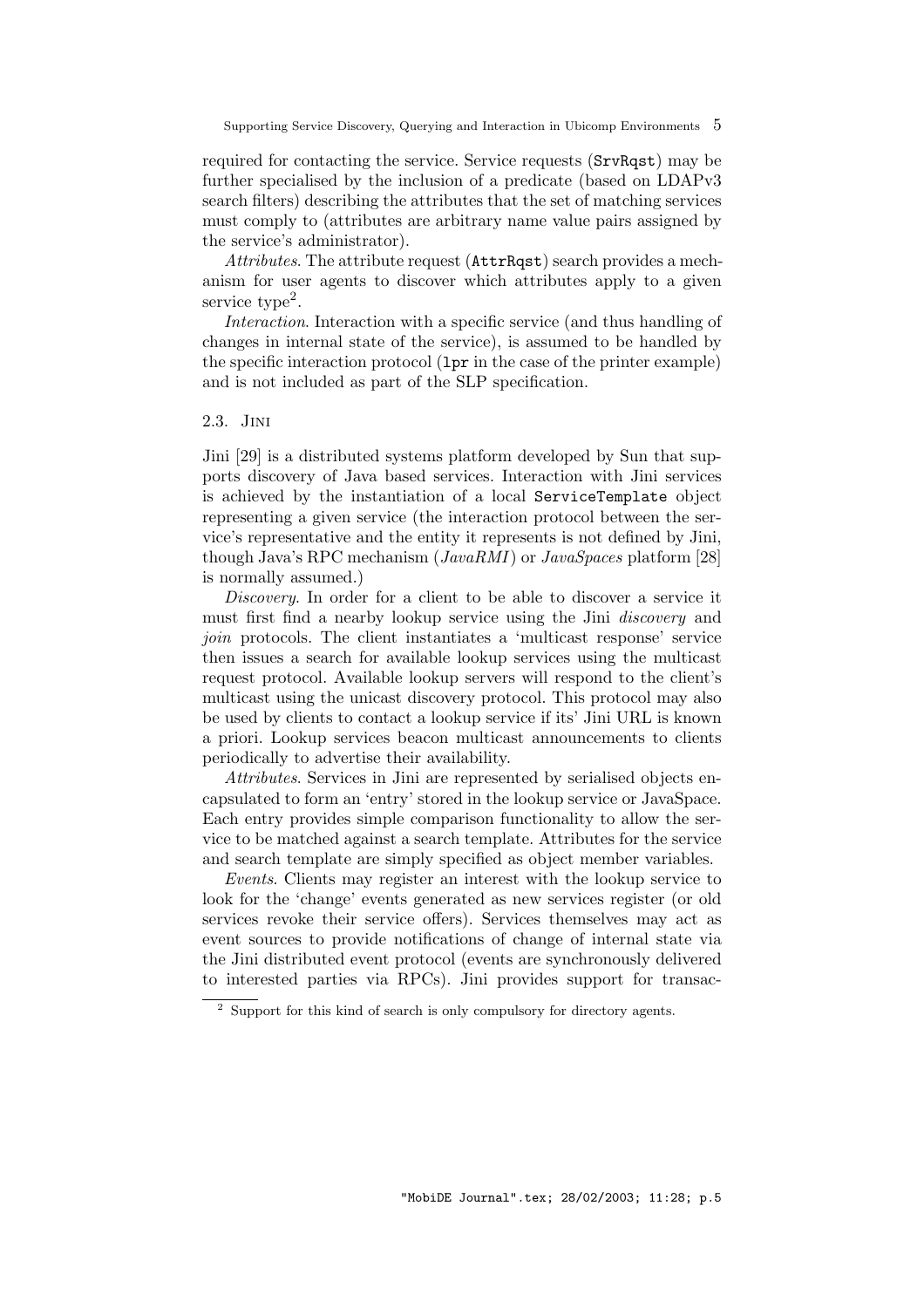required for contacting the service. Service requests (`SrvRqst`) may be further specialised by the inclusion of a predicate (based on LDAPv3 search filters) describing the attributes that the set of matching services must comply to (attributes are arbitrary name value pairs assigned by the service's administrator).

*Attributes*. The attribute request (`AttrRqst`) search provides a mechanism for user agents to discover which attributes apply to a given service type[2].

*Interaction*. Interaction with a specific service (and thus handling of changes in internal state of the service), is assumed to be handled by the specific interaction protocol (`lpr` in the case of the printer example) and is not included as part of the SLP specification.

### 2.3. Jini

Jini [29] is a distributed systems platform developed by Sun that supports discovery of Java based services. Interaction with Jini services is achieved by the instantiation of a local `ServiceTemplate` object representing a given service (the interaction protocol between the service's representative and the entity it represents is not defined by Jini, though Java's RPC mechanism (*JavaRMI*) or *JavaSpaces* platform [28] is normally assumed.)

*Discovery*. In order for a client to be able to discover a service it must first find a nearby lookup service using the Jini *discovery* and *join* protocols. The client instantiates a 'multicast response' service then issues a search for available lookup services using the multicast request protocol. Available lookup servers will respond to the client's multicast using the unicast discovery protocol. This protocol may also be used by clients to contact a lookup service if its' Jini URL is known a priori. Lookup services beacon multicast announcements to clients periodically to advertise their availability.

*Attributes*. Services in Jini are represented by serialised objects encapsulated to form an 'entry' stored in the lookup service or JavaSpace. Each entry provides simple comparison functionality to allow the service to be matched against a search template. Attributes for the service and search template are simply specified as object member variables.

*Events*. Clients may register an interest with the lookup service to look for the 'change' events generated as new services register (or old services revoke their service offers). Services themselves may act as event sources to provide notifications of change of internal state via the Jini distributed event protocol (events are synchronously delivered to interested parties via RPCs). Jini provides support for transac-

[2] Support for this kind of search is only compulsory for directory agents.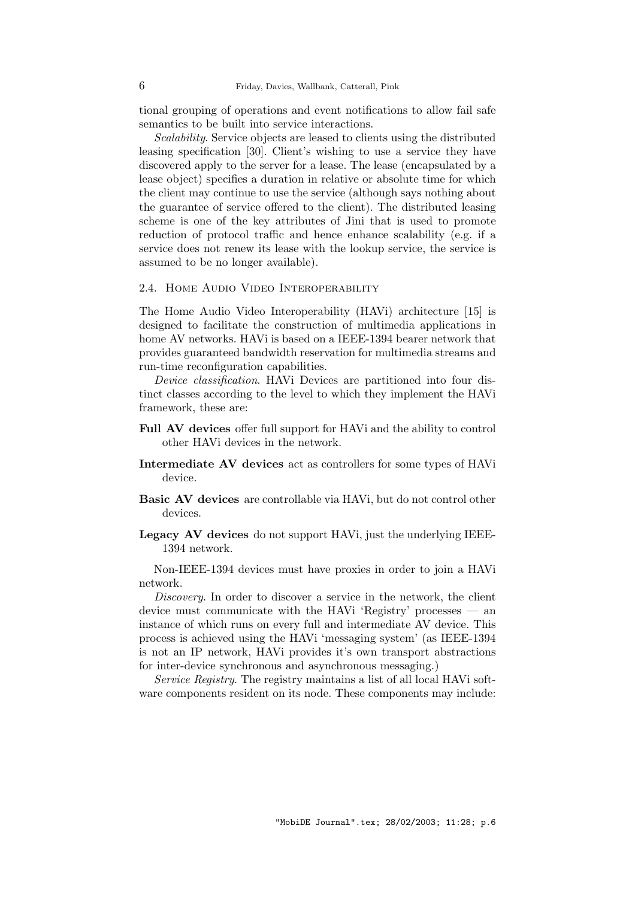tional grouping of operations and event notifications to allow fail safe semantics to be built into service interactions.

*Scalability*. Service objects are leased to clients using the distributed leasing specification [30]. Client's wishing to use a service they have discovered apply to the server for a lease. The lease (encapsulated by a lease object) specifies a duration in relative or absolute time for which the client may continue to use the service (although says nothing about the guarantee of service offered to the client). The distributed leasing scheme is one of the key attributes of Jini that is used to promote reduction of protocol traffic and hence enhance scalability (e.g. if a service does not renew its lease with the lookup service, the service is assumed to be no longer available).

### 2.4. Home Audio Video Interoperability

The Home Audio Video Interoperability (HAVi) architecture [15] is designed to facilitate the construction of multimedia applications in home AV networks. HAVi is based on a IEEE-1394 bearer network that provides guaranteed bandwidth reservation for multimedia streams and run-time reconfiguration capabilities.

*Device classification*. HAVi Devices are partitioned into four distinct classes according to the level to which they implement the HAVi framework, these are:

**Full AV devices** offer full support for HAVi and the ability to control other HAVi devices in the network.

**Intermediate AV devices** act as controllers for some types of HAVi device.

**Basic AV devices** are controllable via HAVi, but do not control other devices.

**Legacy AV devices** do not support HAVi, just the underlying IEEE-1394 network.

Non-IEEE-1394 devices must have proxies in order to join a HAVi network.

*Discovery*. In order to discover a service in the network, the client device must communicate with the HAVi 'Registry' processes — an instance of which runs on every full and intermediate AV device. This process is achieved using the HAVi 'messaging system' (as IEEE-1394 is not an IP network, HAVi provides it's own transport abstractions for inter-device synchronous and asynchronous messaging.)

*Service Registry*. The registry maintains a list of all local HAVi software components resident on its node. These components may include: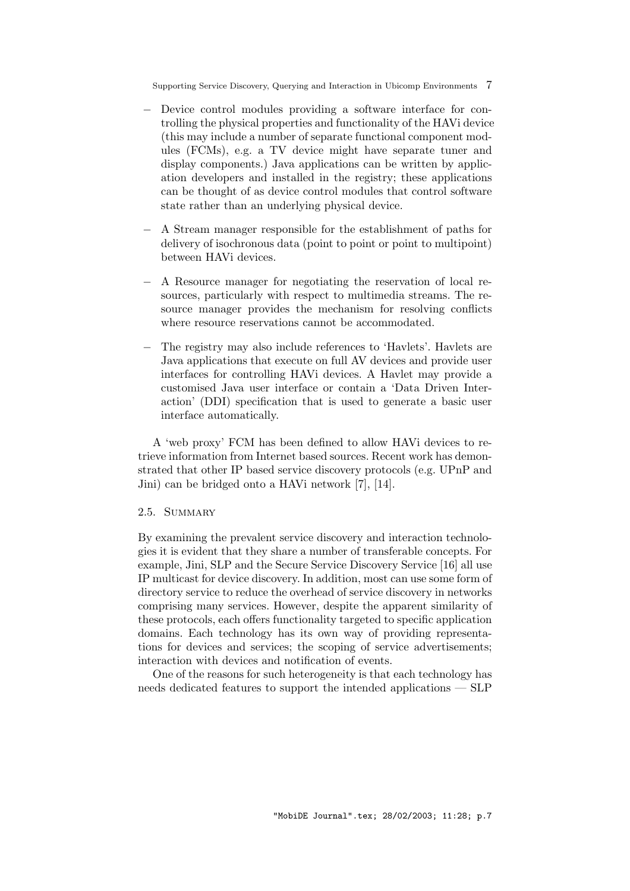- Device control modules providing a software interface for controlling the physical properties and functionality of the HAVi device (this may include a number of separate functional component modules (FCMs), e.g. a TV device might have separate tuner and display components.) Java applications can be written by application developers and installed in the registry; these applications can be thought of as device control modules that control software state rather than an underlying physical device.

- A Stream manager responsible for the establishment of paths for delivery of isochronous data (point to point or point to multipoint) between HAVi devices.

- A Resource manager for negotiating the reservation of local resources, particularly with respect to multimedia streams. The resource manager provides the mechanism for resolving conflicts where resource reservations cannot be accommodated.

- The registry may also include references to 'Havlets'. Havlets are Java applications that execute on full AV devices and provide user interfaces for controlling HAVi devices. A Havlet may provide a customised Java user interface or contain a 'Data Driven Interaction' (DDI) specification that is used to generate a basic user interface automatically.

A 'web proxy' FCM has been defined to allow HAVi devices to retrieve information from Internet based sources. Recent work has demonstrated that other IP based service discovery protocols (e.g. UPnP and Jini) can be bridged onto a HAVi network [7], [14].

### 2.5. Summary

By examining the prevalent service discovery and interaction technologies it is evident that they share a number of transferable concepts. For example, Jini, SLP and the Secure Service Discovery Service [16] all use IP multicast for device discovery. In addition, most can use some form of directory service to reduce the overhead of service discovery in networks comprising many services. However, despite the apparent similarity of these protocols, each offers functionality targeted to specific application domains. Each technology has its own way of providing representations for devices and services; the scoping of service advertisements; interaction with devices and notification of events.

One of the reasons for such heterogeneity is that each technology has needs dedicated features to support the intended applications — SLP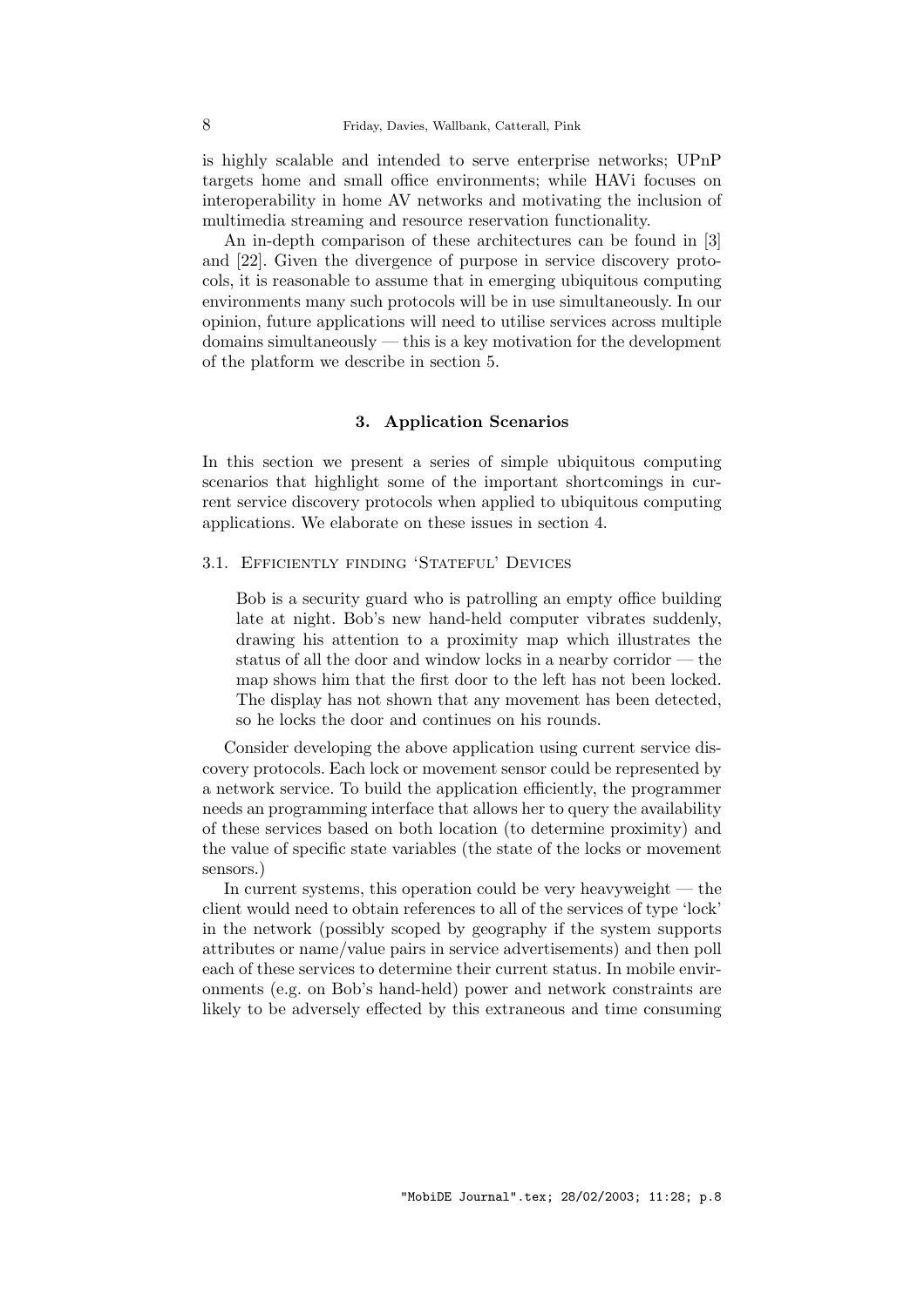is highly scalable and intended to serve enterprise networks; UPnP targets home and small office environments; while HAVi focuses on interoperability in home AV networks and motivating the inclusion of multimedia streaming and resource reservation functionality.

An in-depth comparison of these architectures can be found in [3] and [22]. Given the divergence of purpose in service discovery protocols, it is reasonable to assume that in emerging ubiquitous computing environments many such protocols will be in use simultaneously. In our opinion, future applications will need to utilise services across multiple domains simultaneously — this is a key motivation for the development of the platform we describe in section 5.

## 3. Application Scenarios

In this section we present a series of simple ubiquitous computing scenarios that highlight some of the important shortcomings in current service discovery protocols when applied to ubiquitous computing applications. We elaborate on these issues in section 4.

### 3.1. Efficiently finding 'Stateful' Devices

> Bob is a security guard who is patrolling an empty office building late at night. Bob's new hand-held computer vibrates suddenly, drawing his attention to a proximity map which illustrates the status of all the door and window locks in a nearby corridor — the map shows him that the first door to the left has not been locked. The display has not shown that any movement has been detected, so he locks the door and continues on his rounds.

Consider developing the above application using current service discovery protocols. Each lock or movement sensor could be represented by a network service. To build the application efficiently, the programmer needs an programming interface that allows her to query the availability of these services based on both location (to determine proximity) and the value of specific state variables (the state of the locks or movement sensors.)

In current systems, this operation could be very heavyweight — the client would need to obtain references to all of the services of type 'lock' in the network (possibly scoped by geography if the system supports attributes or name/value pairs in service advertisements) and then poll each of these services to determine their current status. In mobile environments (e.g. on Bob's hand-held) power and network constraints are likely to be adversely effected by this extraneous and time consuming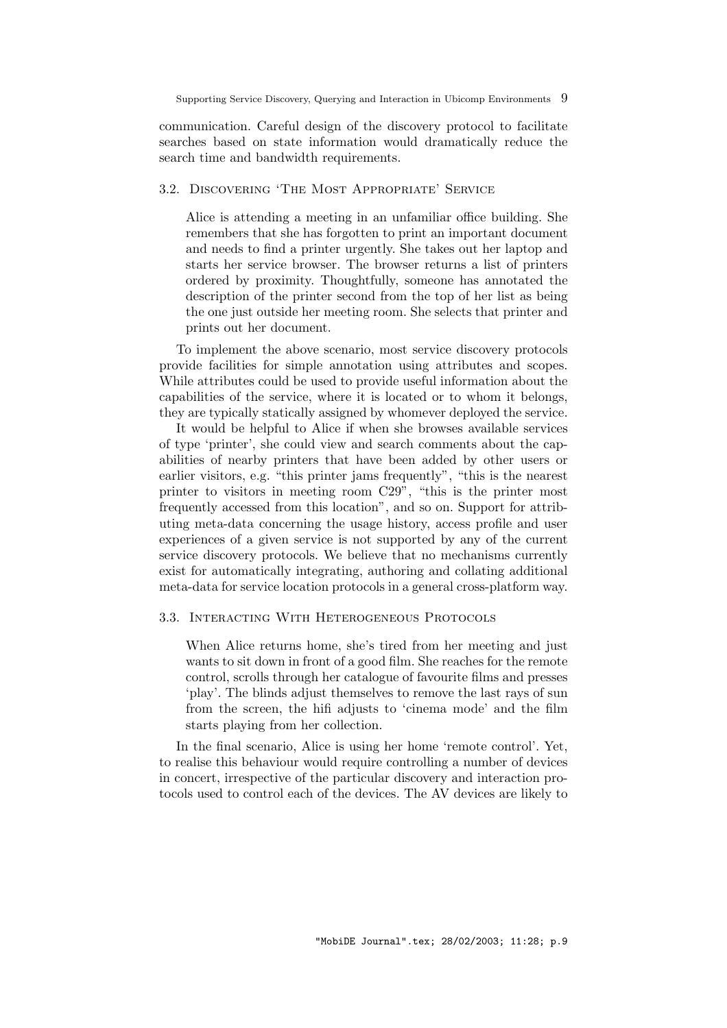communication. Careful design of the discovery protocol to facilitate searches based on state information would dramatically reduce the search time and bandwidth requirements.

### 3.2. Discovering 'The Most Appropriate' Service

> Alice is attending a meeting in an unfamiliar office building. She remembers that she has forgotten to print an important document and needs to find a printer urgently. She takes out her laptop and starts her service browser. The browser returns a list of printers ordered by proximity. Thoughtfully, someone has annotated the description of the printer second from the top of her list as being the one just outside her meeting room. She selects that printer and prints out her document.

To implement the above scenario, most service discovery protocols provide facilities for simple annotation using attributes and scopes. While attributes could be used to provide useful information about the capabilities of the service, where it is located or to whom it belongs, they are typically statically assigned by whomever deployed the service.

It would be helpful to Alice if when she browses available services of type 'printer', she could view and search comments about the capabilities of nearby printers that have been added by other users or earlier visitors, e.g. "this printer jams frequently", "this is the nearest printer to visitors in meeting room C29", "this is the printer most frequently accessed from this location", and so on. Support for attributing meta-data concerning the usage history, access profile and user experiences of a given service is not supported by any of the current service discovery protocols. We believe that no mechanisms currently exist for automatically integrating, authoring and collating additional meta-data for service location protocols in a general cross-platform way.

### 3.3. Interacting With Heterogeneous Protocols

> When Alice returns home, she's tired from her meeting and just wants to sit down in front of a good film. She reaches for the remote control, scrolls through her catalogue of favourite films and presses 'play'. The blinds adjust themselves to remove the last rays of sun from the screen, the hifi adjusts to 'cinema mode' and the film starts playing from her collection.

In the final scenario, Alice is using her home 'remote control'. Yet, to realise this behaviour would require controlling a number of devices in concert, irrespective of the particular discovery and interaction protocols used to control each of the devices. The AV devices are likely to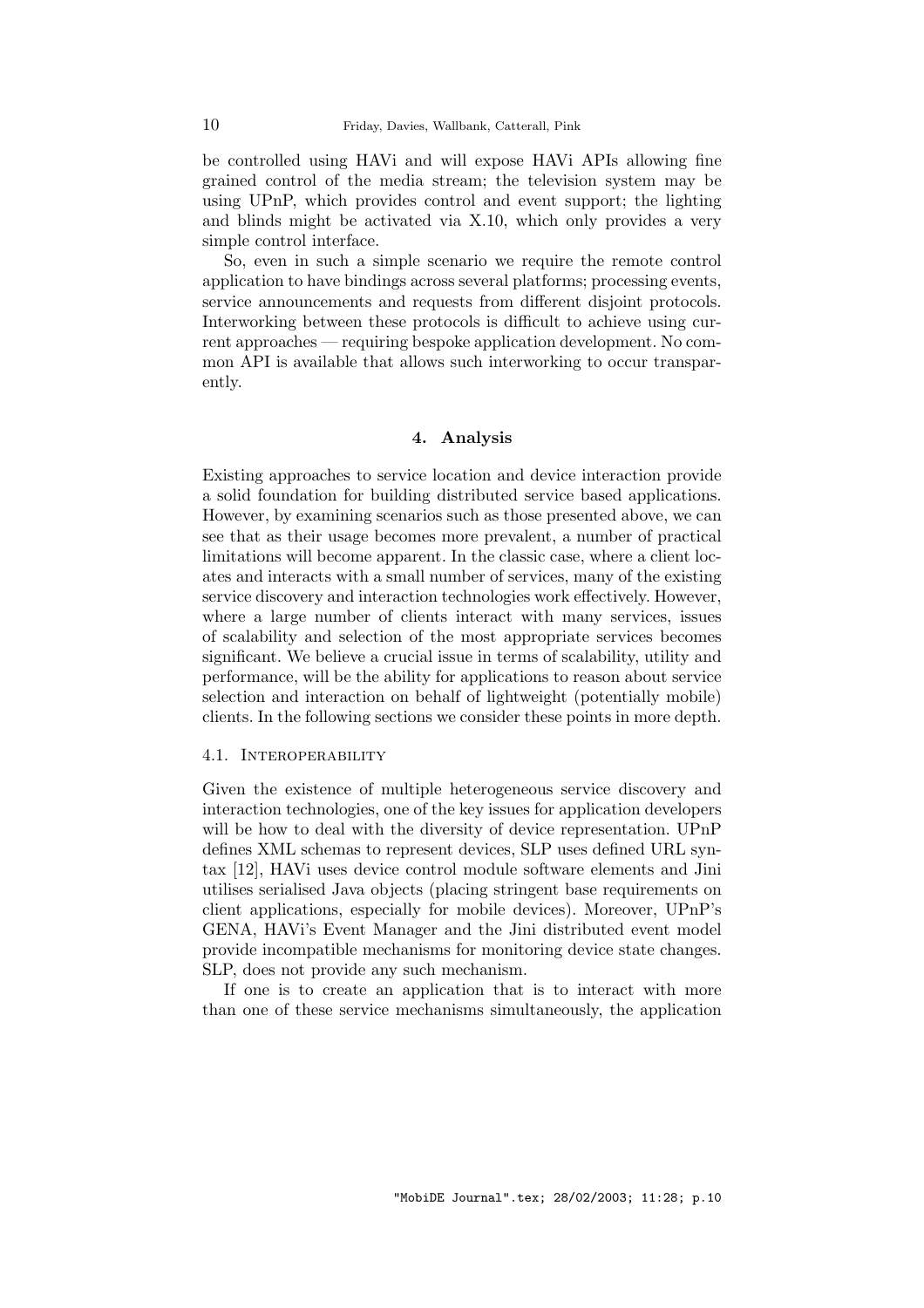be controlled using HAVi and will expose HAVi APIs allowing fine grained control of the media stream; the television system may be using UPnP, which provides control and event support; the lighting and blinds might be activated via X.10, which only provides a very simple control interface.

So, even in such a simple scenario we require the remote control application to have bindings across several platforms; processing events, service announcements and requests from different disjoint protocols. Interworking between these protocols is difficult to achieve using current approaches — requiring bespoke application development. No common API is available that allows such interworking to occur transparently.

## 4. Analysis

Existing approaches to service location and device interaction provide a solid foundation for building distributed service based applications. However, by examining scenarios such as those presented above, we can see that as their usage becomes more prevalent, a number of practical limitations will become apparent. In the classic case, where a client locates and interacts with a small number of services, many of the existing service discovery and interaction technologies work effectively. However, where a large number of clients interact with many services, issues of scalability and selection of the most appropriate services becomes significant. We believe a crucial issue in terms of scalability, utility and performance, will be the ability for applications to reason about service selection and interaction on behalf of lightweight (potentially mobile) clients. In the following sections we consider these points in more depth.

### 4.1. Interoperability

Given the existence of multiple heterogeneous service discovery and interaction technologies, one of the key issues for application developers will be how to deal with the diversity of device representation. UPnP defines XML schemas to represent devices, SLP uses defined URL syntax [12], HAVi uses device control module software elements and Jini utilises serialised Java objects (placing stringent base requirements on client applications, especially for mobile devices). Moreover, UPnP's GENA, HAVi's Event Manager and the Jini distributed event model provide incompatible mechanisms for monitoring device state changes. SLP, does not provide any such mechanism.

If one is to create an application that is to interact with more than one of these service mechanisms simultaneously, the application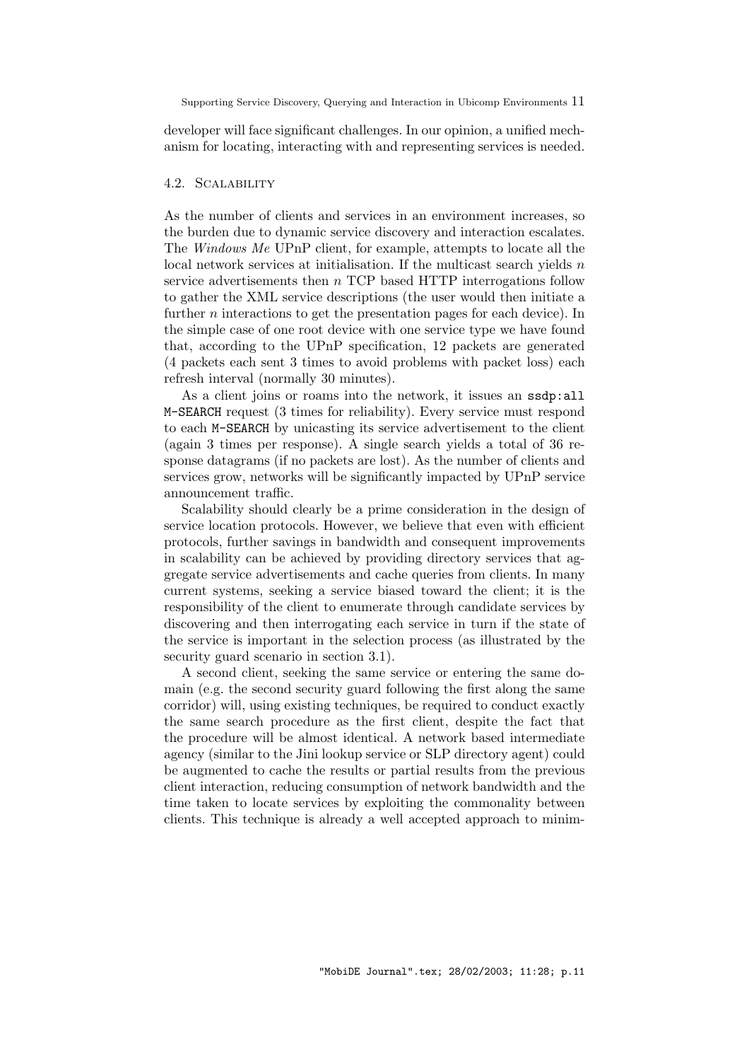developer will face significant challenges. In our opinion, a unified mechanism for locating, interacting with and representing services is needed.

### 4.2. Scalability

As the number of clients and services in an environment increases, so the burden due to dynamic service discovery and interaction escalates. The *Windows Me* UPnP client, for example, attempts to locate all the local network services at initialisation. If the multicast search yields $n$ service advertisements then $n$ TCP based HTTP interrogations follow to gather the XML service descriptions (the user would then initiate a further $n$ interactions to get the presentation pages for each device). In the simple case of one root device with one service type we have found that, according to the UPnP specification, 12 packets are generated (4 packets each sent 3 times to avoid problems with packet loss) each refresh interval (normally 30 minutes).

As a client joins or roams into the network, it issues an `ssdp:all` `M-SEARCH` request (3 times for reliability). Every service must respond to each `M-SEARCH` by unicasting its service advertisement to the client (again 3 times per response). A single search yields a total of 36 response datagrams (if no packets are lost). As the number of clients and services grow, networks will be significantly impacted by UPnP service announcement traffic.

Scalability should clearly be a prime consideration in the design of service location protocols. However, we believe that even with efficient protocols, further savings in bandwidth and consequent improvements in scalability can be achieved by providing directory services that aggregate service advertisements and cache queries from clients. In many current systems, seeking a service biased toward the client; it is the responsibility of the client to enumerate through candidate services by discovering and then interrogating each service in turn if the state of the service is important in the selection process (as illustrated by the security guard scenario in section 3.1).

A second client, seeking the same service or entering the same domain (e.g. the second security guard following the first along the same corridor) will, using existing techniques, be required to conduct exactly the same search procedure as the first client, despite the fact that the procedure will be almost identical. A network based intermediate agency (similar to the Jini lookup service or SLP directory agent) could be augmented to cache the results or partial results from the previous client interaction, reducing consumption of network bandwidth and the time taken to locate services by exploiting the commonality between clients. This technique is already a well accepted approach to minim-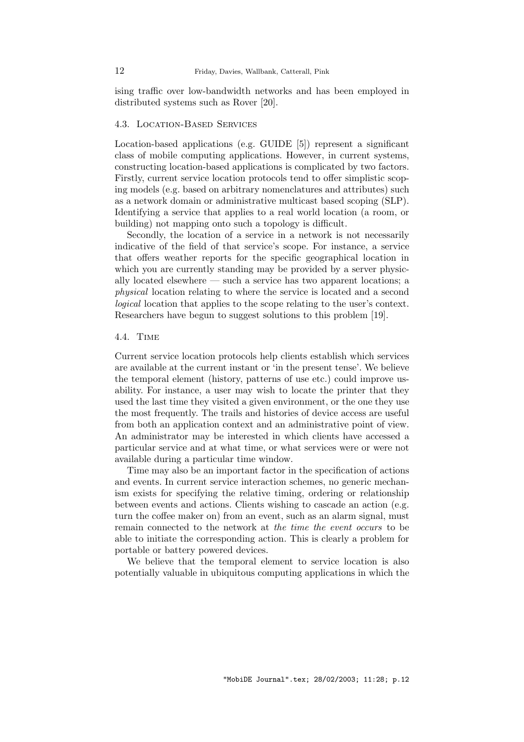ising traffic over low-bandwidth networks and has been employed in distributed systems such as Rover [20].

### 4.3. Location-Based Services

Location-based applications (e.g. GUIDE [5]) represent a significant class of mobile computing applications. However, in current systems, constructing location-based applications is complicated by two factors. Firstly, current service location protocols tend to offer simplistic scoping models (e.g. based on arbitrary nomenclatures and attributes) such as a network domain or administrative multicast based scoping (SLP). Identifying a service that applies to a real world location (a room, or building) not mapping onto such a topology is difficult.

Secondly, the location of a service in a network is not necessarily indicative of the field of that service's scope. For instance, a service that offers weather reports for the specific geographical location in which you are currently standing may be provided by a server physically located elsewhere — such a service has two apparent locations; a *physical* location relating to where the service is located and a second *logical* location that applies to the scope relating to the user's context. Researchers have begun to suggest solutions to this problem [19].

### 4.4. Time

Current service location protocols help clients establish which services are available at the current instant or 'in the present tense'. We believe the temporal element (history, patterns of use etc.) could improve usability. For instance, a user may wish to locate the printer that they used the last time they visited a given environment, or the one they use the most frequently. The trails and histories of device access are useful from both an application context and an administrative point of view. An administrator may be interested in which clients have accessed a particular service and at what time, or what services were or were not available during a particular time window.

Time may also be an important factor in the specification of actions and events. In current service interaction schemes, no generic mechanism exists for specifying the relative timing, ordering or relationship between events and actions. Clients wishing to cascade an action (e.g. turn the coffee maker on) from an event, such as an alarm signal, must remain connected to the network at *the time the event occurs* to be able to initiate the corresponding action. This is clearly a problem for portable or battery powered devices.

We believe that the temporal element to service location is also potentially valuable in ubiquitous computing applications in which the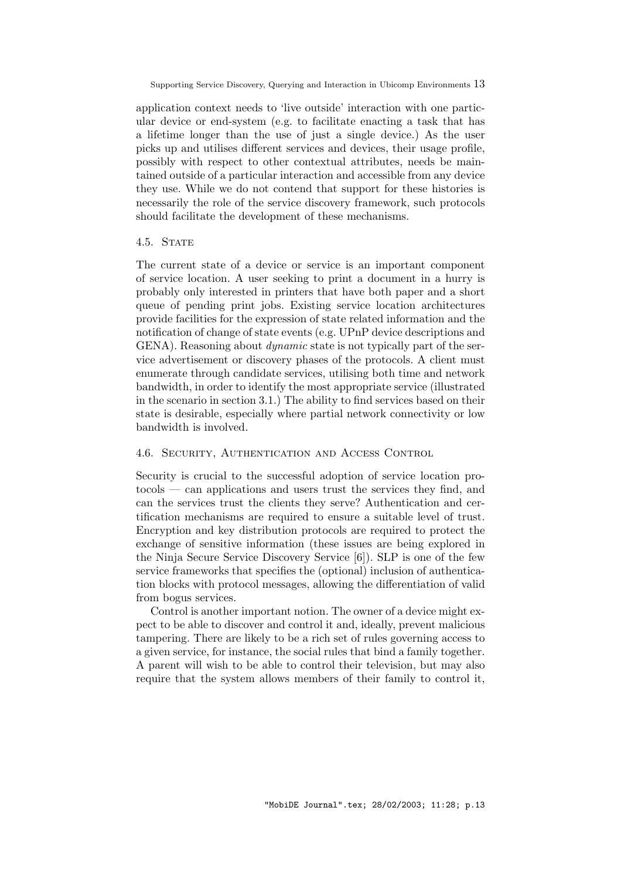application context needs to 'live outside' interaction with one particular device or end-system (e.g. to facilitate enacting a task that has a lifetime longer than the use of just a single device.) As the user picks up and utilises different services and devices, their usage profile, possibly with respect to other contextual attributes, needs be maintained outside of a particular interaction and accessible from any device they use. While we do not contend that support for these histories is necessarily the role of the service discovery framework, such protocols should facilitate the development of these mechanisms.

### 4.5. State

The current state of a device or service is an important component of service location. A user seeking to print a document in a hurry is probably only interested in printers that have both paper and a short queue of pending print jobs. Existing service location architectures provide facilities for the expression of state related information and the notification of change of state events (e.g. UPnP device descriptions and GENA). Reasoning about *dynamic* state is not typically part of the service advertisement or discovery phases of the protocols. A client must enumerate through candidate services, utilising both time and network bandwidth, in order to identify the most appropriate service (illustrated in the scenario in section 3.1.) The ability to find services based on their state is desirable, especially where partial network connectivity or low bandwidth is involved.

### 4.6. Security, Authentication and Access Control

Security is crucial to the successful adoption of service location protocols — can applications and users trust the services they find, and can the services trust the clients they serve? Authentication and certification mechanisms are required to ensure a suitable level of trust. Encryption and key distribution protocols are required to protect the exchange of sensitive information (these issues are being explored in the Ninja Secure Service Discovery Service [6]). SLP is one of the few service frameworks that specifies the (optional) inclusion of authentication blocks with protocol messages, allowing the differentiation of valid from bogus services.

Control is another important notion. The owner of a device might expect to be able to discover and control it and, ideally, prevent malicious tampering. There are likely to be a rich set of rules governing access to a given service, for instance, the social rules that bind a family together. A parent will wish to be able to control their television, but may also require that the system allows members of their family to control it,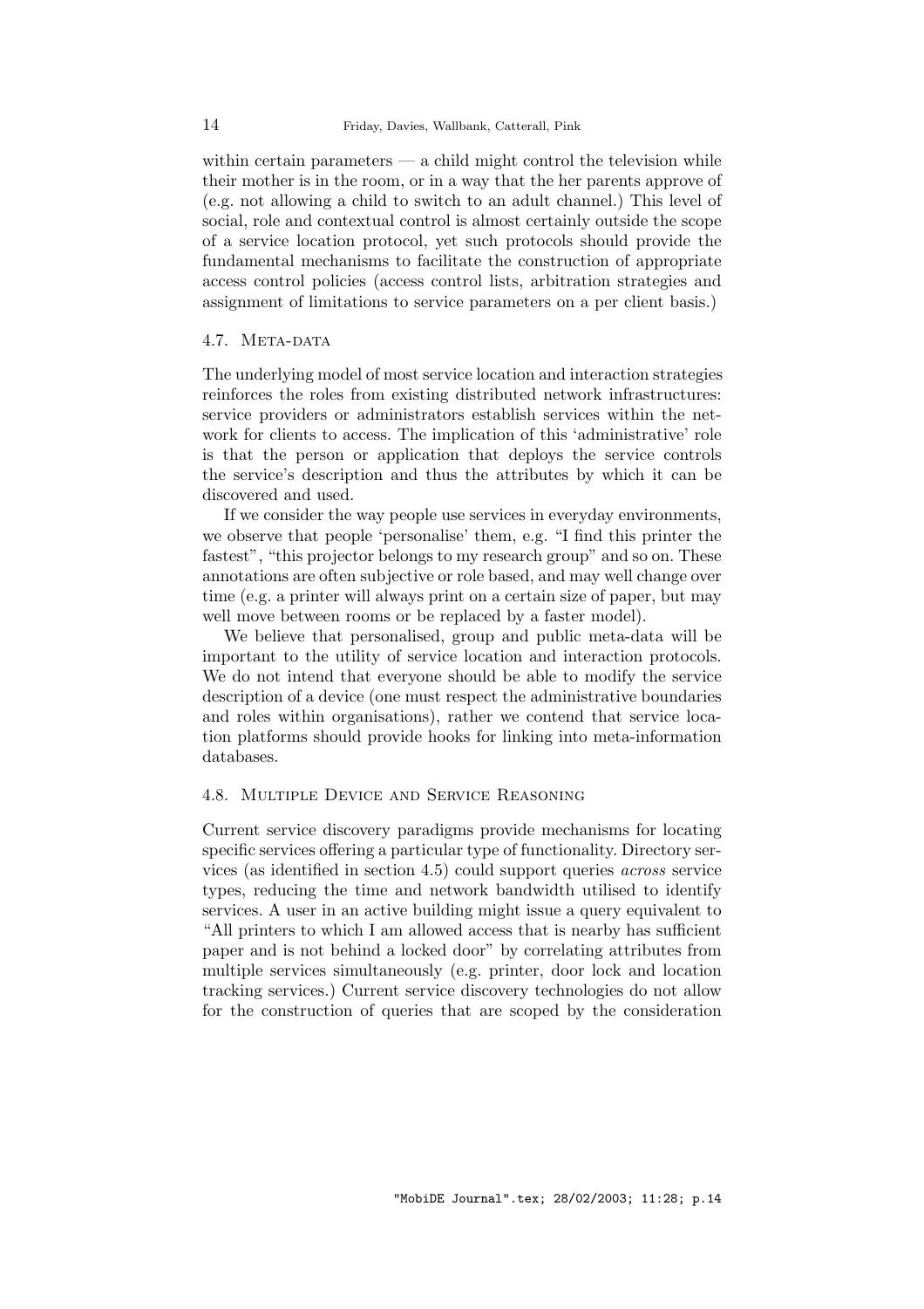within certain parameters — a child might control the television while their mother is in the room, or in a way that the her parents approve of (e.g. not allowing a child to switch to an adult channel.) This level of social, role and contextual control is almost certainly outside the scope of a service location protocol, yet such protocols should provide the fundamental mechanisms to facilitate the construction of appropriate access control policies (access control lists, arbitration strategies and assignment of limitations to service parameters on a per client basis.)

### 4.7. Meta-data

The underlying model of most service location and interaction strategies reinforces the roles from existing distributed network infrastructures: service providers or administrators establish services within the network for clients to access. The implication of this 'administrative' role is that the person or application that deploys the service controls the service's description and thus the attributes by which it can be discovered and used.

If we consider the way people use services in everyday environments, we observe that people 'personalise' them, e.g. "I find this printer the fastest", "this projector belongs to my research group" and so on. These annotations are often subjective or role based, and may well change over time (e.g. a printer will always print on a certain size of paper, but may well move between rooms or be replaced by a faster model).

We believe that personalised, group and public meta-data will be important to the utility of service location and interaction protocols. We do not intend that everyone should be able to modify the service description of a device (one must respect the administrative boundaries and roles within organisations), rather we contend that service location platforms should provide hooks for linking into meta-information databases.

### 4.8. Multiple Device and Service Reasoning

Current service discovery paradigms provide mechanisms for locating specific services offering a particular type of functionality. Directory services (as identified in section 4.5) could support queries *across* service types, reducing the time and network bandwidth utilised to identify services. A user in an active building might issue a query equivalent to "All printers to which I am allowed access that is nearby has sufficient paper and is not behind a locked door" by correlating attributes from multiple services simultaneously (e.g. printer, door lock and location tracking services.) Current service discovery technologies do not allow for the construction of queries that are scoped by the consideration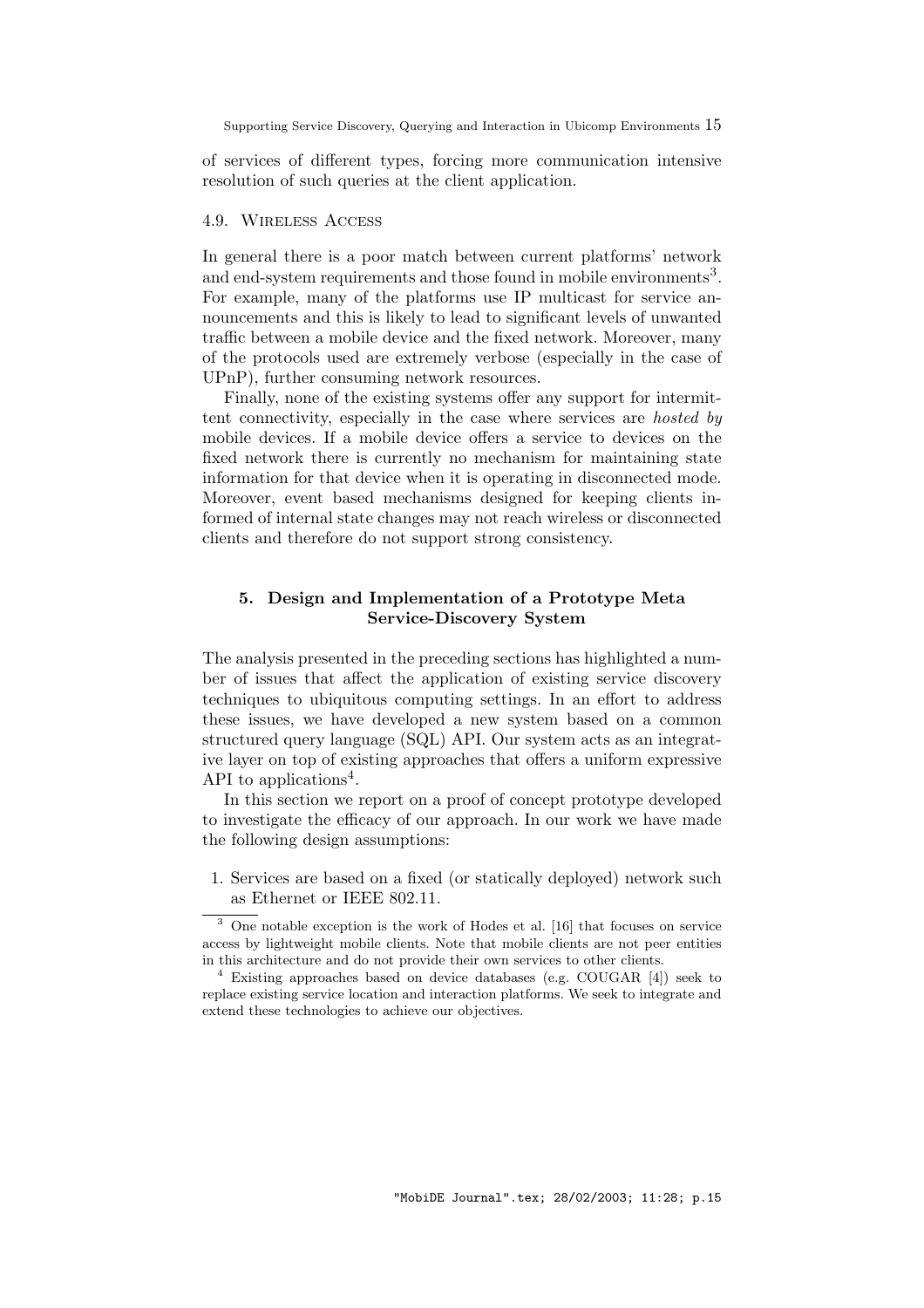of services of different types, forcing more communication intensive resolution of such queries at the client application.

### 4.9. Wireless Access

In general there is a poor match between current platforms' network and end-system requirements and those found in mobile environments[3]. For example, many of the platforms use IP multicast for service announcements and this is likely to lead to significant levels of unwanted traffic between a mobile device and the fixed network. Moreover, many of the protocols used are extremely verbose (especially in the case of UPnP), further consuming network resources.

Finally, none of the existing systems offer any support for intermittent connectivity, especially in the case where services are *hosted by* mobile devices. If a mobile device offers a service to devices on the fixed network there is currently no mechanism for maintaining state information for that device when it is operating in disconnected mode. Moreover, event based mechanisms designed for keeping clients informed of internal state changes may not reach wireless or disconnected clients and therefore do not support strong consistency.

## 5. Design and Implementation of a Prototype Meta Service-Discovery System

The analysis presented in the preceding sections has highlighted a number of issues that affect the application of existing service discovery techniques to ubiquitous computing settings. In an effort to address these issues, we have developed a new system based on a common structured query language (SQL) API. Our system acts as an integrative layer on top of existing approaches that offers a uniform expressive API to applications[4].

In this section we report on a proof of concept prototype developed to investigate the efficacy of our approach. In our work we have made the following design assumptions:

1. Services are based on a fixed (or statically deployed) network such as Ethernet or IEEE 802.11.

---

[3] One notable exception is the work of Hodes et al. [16] that focuses on service access by lightweight mobile clients. Note that mobile clients are not peer entities in this architecture and do not provide their own services to other clients.

[4] Existing approaches based on device databases (e.g. COUGAR [4]) seek to replace existing service location and interaction platforms. We seek to integrate and extend these technologies to achieve our objectives.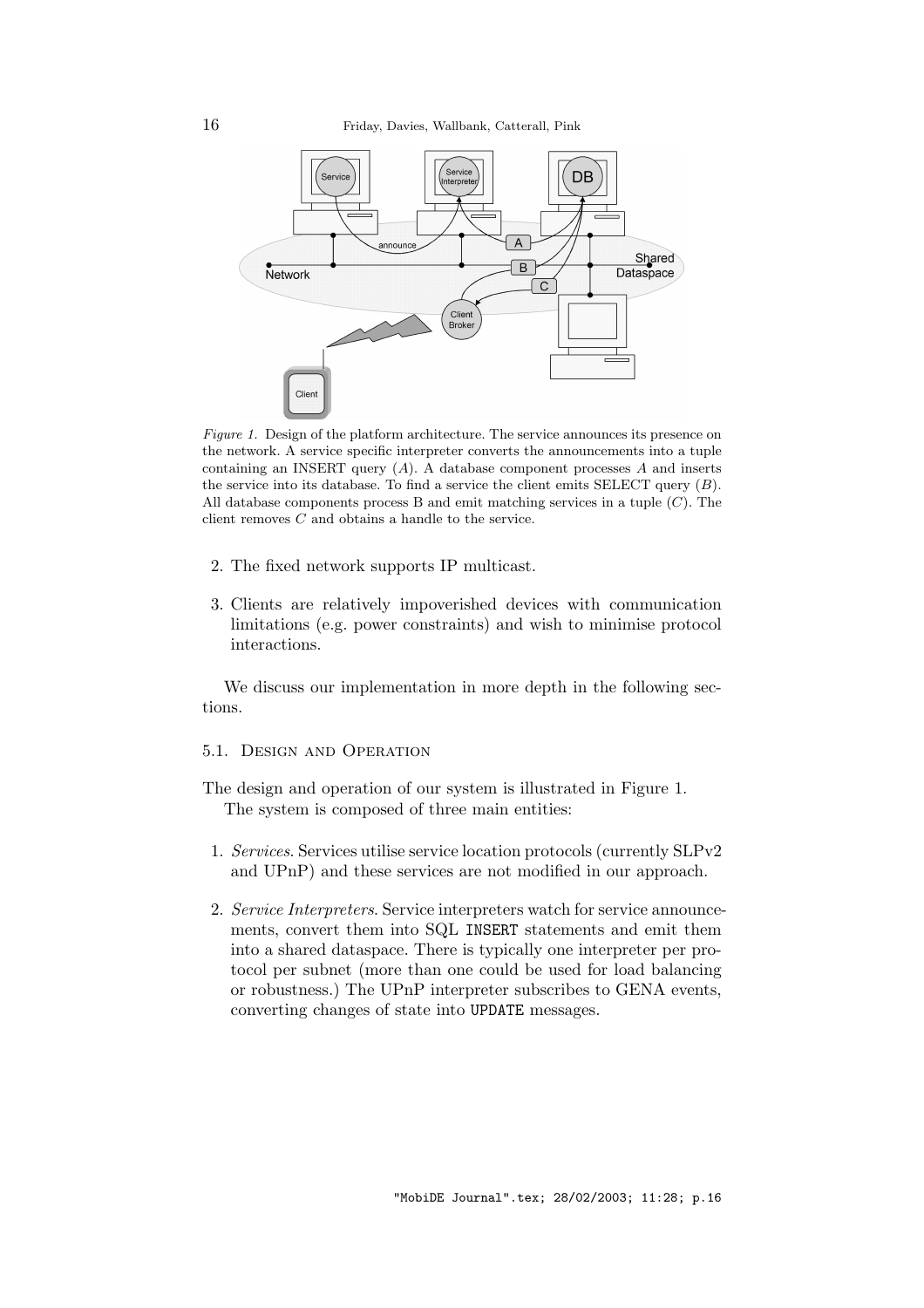*Figure 1.* Design of the platform architecture. The service announces its presence on the network. A service specific interpreter converts the announcements into a tuple containing an INSERT query ($A$). A database component processes $A$ and inserts the service into its database. To find a service the client emits SELECT query ($B$). All database components process B and emit matching services in a tuple ($C$). The client removes $C$ and obtains a handle to the service.

2. The fixed network supports IP multicast.

3. Clients are relatively impoverished devices with communication limitations (e.g. power constraints) and wish to minimise protocol interactions.

We discuss our implementation in more depth in the following sections.

### 5.1. Design and Operation

The design and operation of our system is illustrated in Figure 1.

The system is composed of three main entities:

1. *Services.* Services utilise service location protocols (currently SLPv2 and UPnP) and these services are not modified in our approach.

2. *Service Interpreters.* Service interpreters watch for service announcements, convert them into SQL `INSERT` statements and emit them into a shared dataspace. There is typically one interpreter per protocol per subnet (more than one could be used for load balancing or robustness.) The UPnP interpreter subscribes to GENA events, converting changes of state into `UPDATE` messages.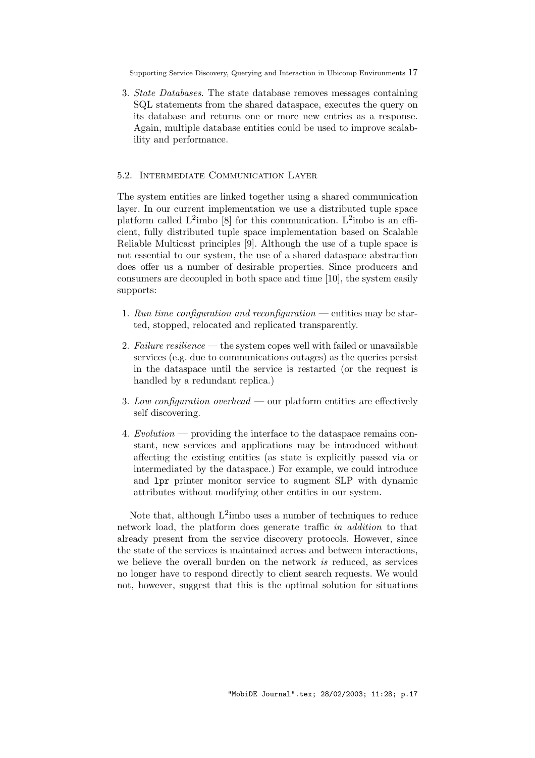3. *State Databases*. The state database removes messages containing SQL statements from the shared dataspace, executes the query on its database and returns one or more new entries as a response. Again, multiple database entities could be used to improve scalability and performance.

### 5.2. Intermediate Communication Layer

The system entities are linked together using a shared communication layer. In our current implementation we use a distributed tuple space platform called L$^2$imbo [8] for this communication. L$^2$imbo is an efficient, fully distributed tuple space implementation based on Scalable Reliable Multicast principles [9]. Although the use of a tuple space is not essential to our system, the use of a shared dataspace abstraction does offer us a number of desirable properties. Since producers and consumers are decoupled in both space and time [10], the system easily supports:

1. *Run time configuration and reconfiguration* — entities may be started, stopped, relocated and replicated transparently.

2. *Failure resilience* — the system copes well with failed or unavailable services (e.g. due to communications outages) as the queries persist in the dataspace until the service is restarted (or the request is handled by a redundant replica.)

3. *Low configuration overhead* — our platform entities are effectively self discovering.

4. *Evolution* — providing the interface to the dataspace remains constant, new services and applications may be introduced without affecting the existing entities (as state is explicitly passed via or intermediated by the dataspace.) For example, we could introduce and `lpr` printer monitor service to augment SLP with dynamic attributes without modifying other entities in our system.

Note that, although L$^2$imbo uses a number of techniques to reduce network load, the platform does generate traffic *in addition* to that already present from the service discovery protocols. However, since the state of the services is maintained across and between interactions, we believe the overall burden on the network *is* reduced, as services no longer have to respond directly to client search requests. We would not, however, suggest that this is the optimal solution for situations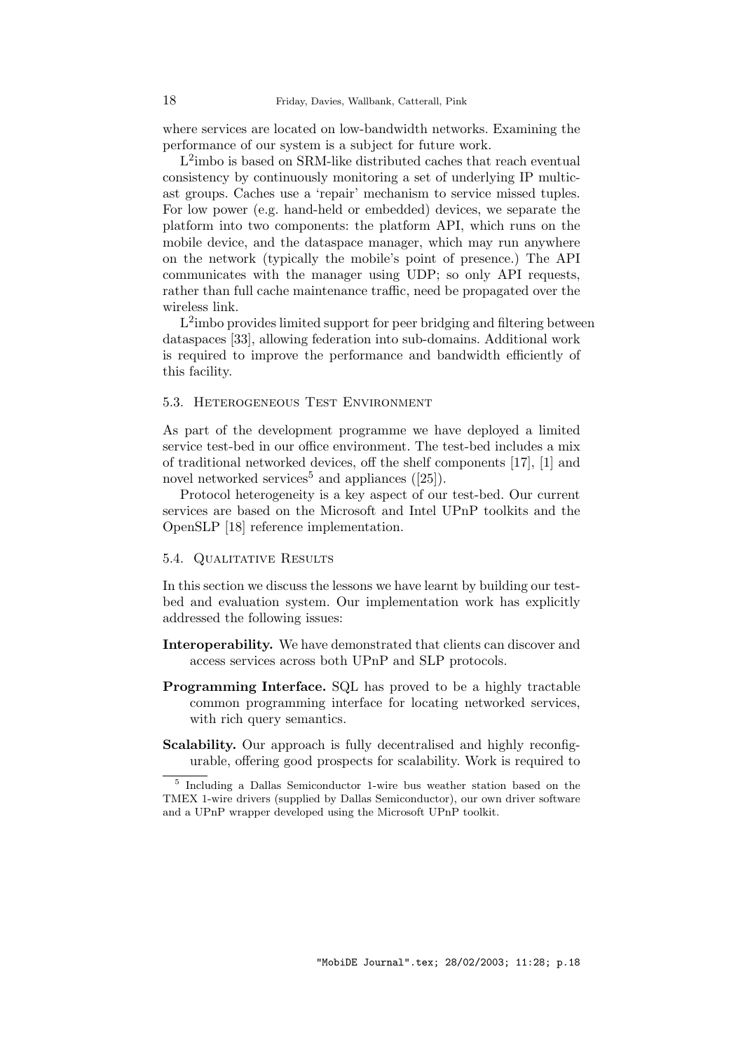where services are located on low-bandwidth networks. Examining the performance of our system is a subject for future work.

$L^2$imbo is based on SRM-like distributed caches that reach eventual consistency by continuously monitoring a set of underlying IP multicast groups. Caches use a 'repair' mechanism to service missed tuples. For low power (e.g. hand-held or embedded) devices, we separate the platform into two components: the platform API, which runs on the mobile device, and the dataspace manager, which may run anywhere on the network (typically the mobile's point of presence.) The API communicates with the manager using UDP; so only API requests, rather than full cache maintenance traffic, need be propagated over the wireless link.

$L^2$imbo provides limited support for peer bridging and filtering between dataspaces [33], allowing federation into sub-domains. Additional work is required to improve the performance and bandwidth efficiently of this facility.

### 5.3. Heterogeneous Test Environment

As part of the development programme we have deployed a limited service test-bed in our office environment. The test-bed includes a mix of traditional networked devices, off the shelf components [17], [1] and novel networked services[5] and appliances ([25]).

Protocol heterogeneity is a key aspect of our test-bed. Our current services are based on the Microsoft and Intel UPnP toolkits and the OpenSLP [18] reference implementation.

### 5.4. Qualitative Results

In this section we discuss the lessons we have learnt by building our test-bed and evaluation system. Our implementation work has explicitly addressed the following issues:

**Interoperability.** We have demonstrated that clients can discover and access services across both UPnP and SLP protocols.

**Programming Interface.** SQL has proved to be a highly tractable common programming interface for locating networked services, with rich query semantics.

**Scalability.** Our approach is fully decentralised and highly reconfigurable, offering good prospects for scalability. Work is required to

[5] Including a Dallas Semiconductor 1-wire bus weather station based on the TMEX 1-wire drivers (supplied by Dallas Semiconductor), our own driver software and a UPnP wrapper developed using the Microsoft UPnP toolkit.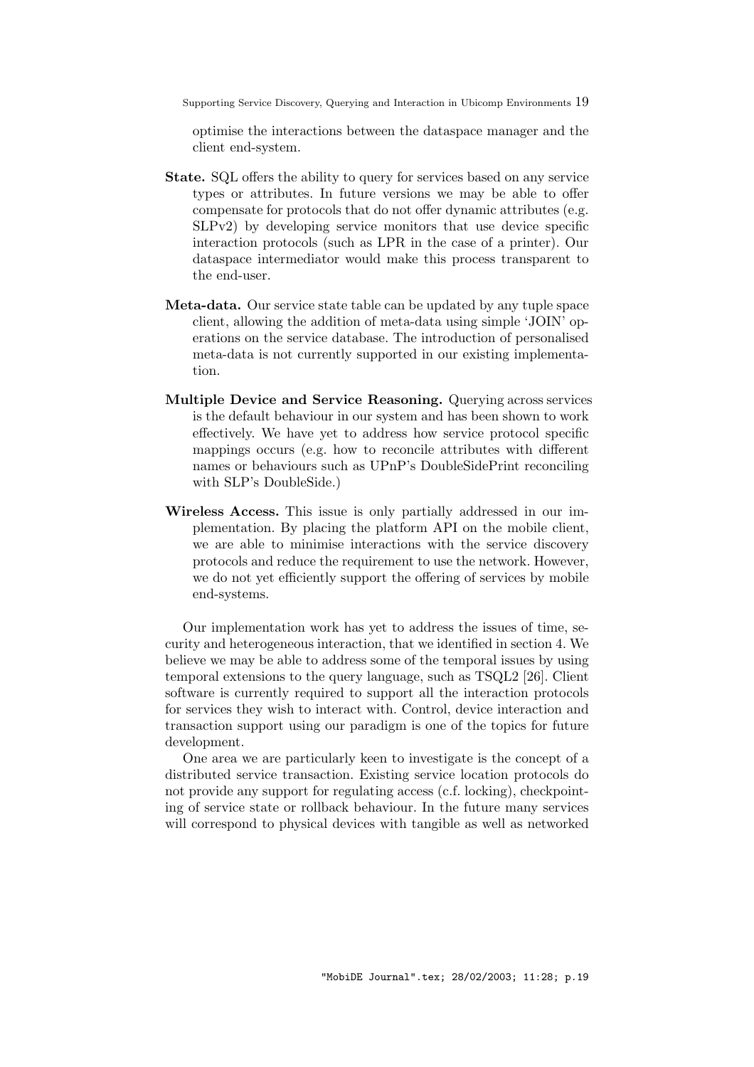optimise the interactions between the dataspace manager and the client end-system.

**State.** SQL offers the ability to query for services based on any service types or attributes. In future versions we may be able to offer compensate for protocols that do not offer dynamic attributes (e.g. SLPv2) by developing service monitors that use device specific interaction protocols (such as LPR in the case of a printer). Our dataspace intermediator would make this process transparent to the end-user.

**Meta-data.** Our service state table can be updated by any tuple space client, allowing the addition of meta-data using simple 'JOIN' operations on the service database. The introduction of personalised meta-data is not currently supported in our existing implementation.

**Multiple Device and Service Reasoning.** Querying across services is the default behaviour in our system and has been shown to work effectively. We have yet to address how service protocol specific mappings occurs (e.g. how to reconcile attributes with different names or behaviours such as UPnP's DoubleSidePrint reconciling with SLP's DoubleSide.)

**Wireless Access.** This issue is only partially addressed in our implementation. By placing the platform API on the mobile client, we are able to minimise interactions with the service discovery protocols and reduce the requirement to use the network. However, we do not yet efficiently support the offering of services by mobile end-systems.

Our implementation work has yet to address the issues of time, security and heterogeneous interaction, that we identified in section 4. We believe we may be able to address some of the temporal issues by using temporal extensions to the query language, such as TSQL2 [26]. Client software is currently required to support all the interaction protocols for services they wish to interact with. Control, device interaction and transaction support using our paradigm is one of the topics for future development.

One area we are particularly keen to investigate is the concept of a distributed service transaction. Existing service location protocols do not provide any support for regulating access (c.f. locking), checkpointing of service state or rollback behaviour. In the future many services will correspond to physical devices with tangible as well as networked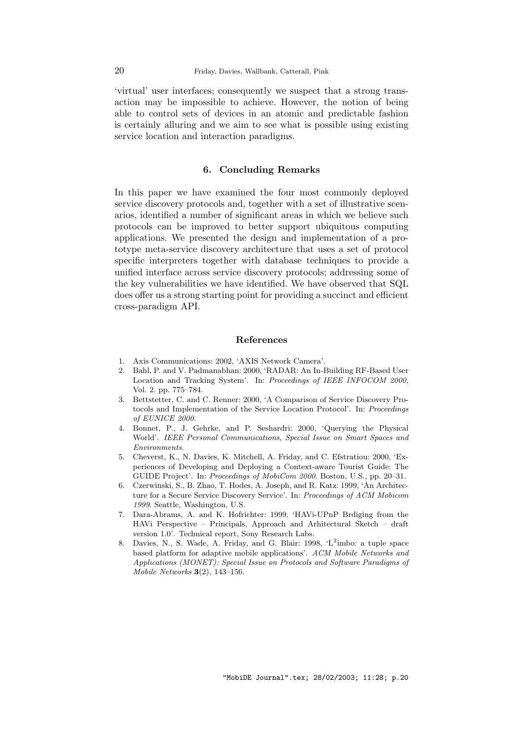'virtual' user interfaces; consequently we suspect that a strong transaction may be impossible to achieve. However, the notion of being able to control sets of devices in an atomic and predictable fashion is certainly alluring and we aim to see what is possible using existing service location and interaction paradigms.

## 6. Concluding Remarks

In this paper we have examined the four most commonly deployed service discovery protocols and, together with a set of illustrative scenarios, identified a number of significant areas in which we believe such protocols can be improved to better support ubiquitous computing applications. We presented the design and implementation of a prototype meta-service discovery architecture that uses a set of protocol specific interpreters together with database techniques to provide a unified interface across service discovery protocols; addressing some of the key vulnerabilities we have identified. We have observed that SQL does offer us a strong starting point for providing a succinct and efficient cross-paradigm API.

## References

1. Axis Communications: 2002, 'AXIS Network Camera'.
2. Bahl, P. and V. Padmanabhan: 2000, 'RADAR: An In-Building RF-Based User Location and Tracking System'. In: *Proceedings of IEEE INFOCOM 2000*, Vol. 2. pp. 775–784.
3. Bettstetter, C. and C. Renner: 2000, 'A Comparison of Service Discovery Protocols and Implementation of the Service Location Protocol'. In: *Proceedings of EUNICE 2000*.
4. Bonnet, P., J. Gehrke, and P. Seshardri: 2000, 'Querying the Physical World'. *IEEE Personal Communications, Special Issue on Smart Spaces and Environments*.
5. Cheverst, K., N. Davies, K. Mitchell, A. Friday, and C. Efstratiou: 2000, 'Experiences of Developing and Deploying a Context-aware Tourist Guide: The GUIDE Project'. In: *Proceedings of MobiCom 2000*. Boston, U.S., pp. 20–31.
6. Czerwinski, S., B. Zhao, T. Hodes, A. Joseph, and R. Katz: 1999, 'An Architecture for a Secure Service Discovery Service'. In: *Proceedings of ACM Mobicom 1999*. Seattle, Washington, U.S.
7. Dara-Abrams, A. and K. Hofrichter: 1999, 'HAVi-UPnP Brdiging from the HAVi Perspective – Principals, Approach and Arhitectural Sketch – draft version 1.0'. Technical report, Sony Research Labs.
8. Davies, N., S. Wade, A. Friday, and G. Blair: 1998, 'L$^2$imbo: a tuple space based platform for adaptive mobile applications'. *ACM Mobile Networks and Applications (MONET): Special Issue on Protocols and Software Paradigms of Mobile Networks* **3**(2), 143–156.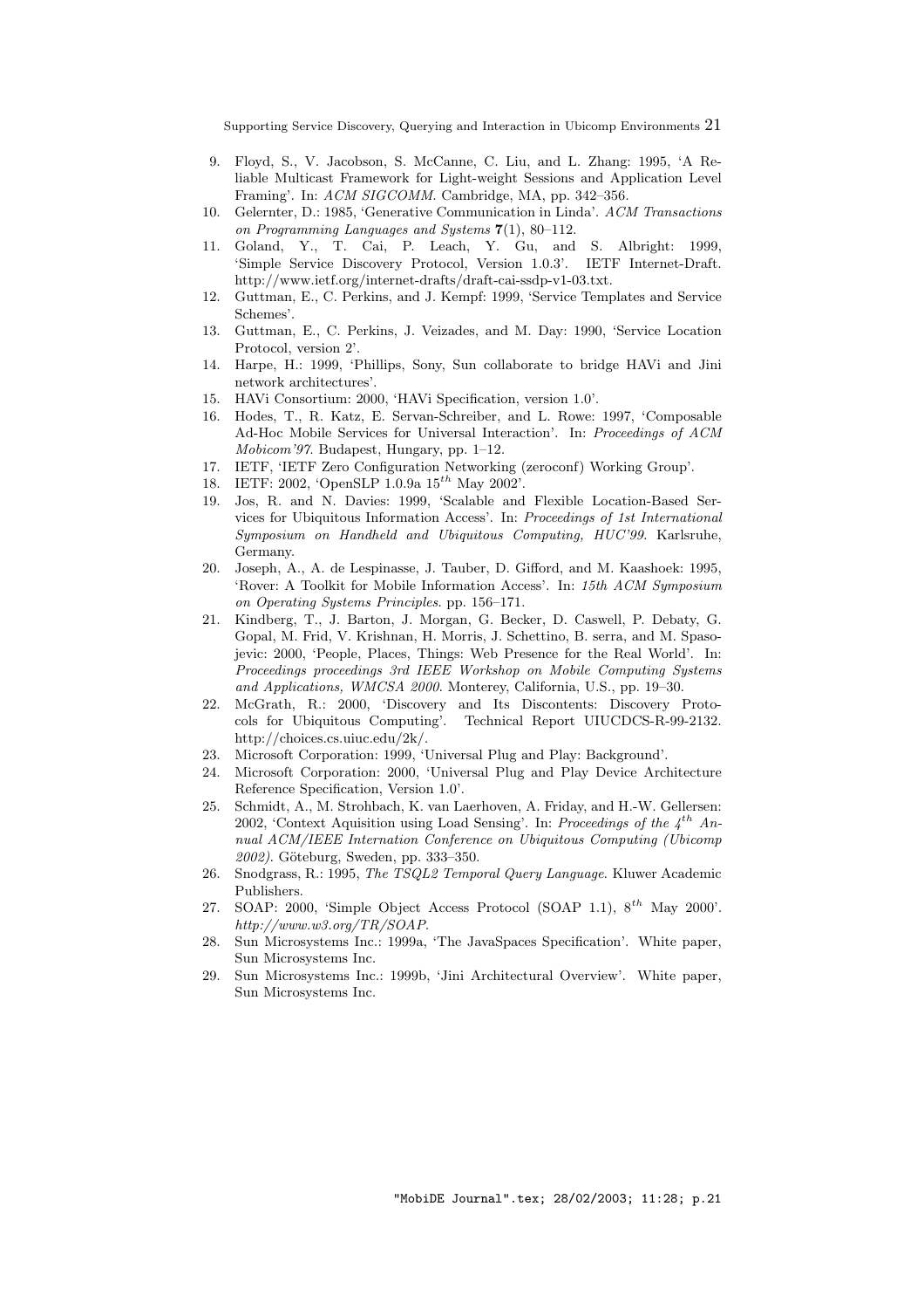9. Floyd, S., V. Jacobson, S. McCanne, C. Liu, and L. Zhang: 1995, 'A Reliable Multicast Framework for Light-weight Sessions and Application Level Framing'. In: *ACM SIGCOMM*. Cambridge, MA, pp. 342–356.
10. Gelernter, D.: 1985, 'Generative Communication in Linda'. *ACM Transactions on Programming Languages and Systems* **7**(1), 80–112.
11. Goland, Y., T. Cai, P. Leach, Y. Gu, and S. Albright: 1999, 'Simple Service Discovery Protocol, Version 1.0.3'. IETF Internet-Draft. http://www.ietf.org/internet-drafts/draft-cai-ssdp-v1-03.txt.
12. Guttman, E., C. Perkins, and J. Kempf: 1999, 'Service Templates and Service Schemes'.
13. Guttman, E., C. Perkins, J. Veizades, and M. Day: 1990, 'Service Location Protocol, version 2'.
14. Harpe, H.: 1999, 'Phillips, Sony, Sun collaborate to bridge HAVi and Jini network architectures'.
15. HAVi Consortium: 2000, 'HAVi Specification, version 1.0'.
16. Hodes, T., R. Katz, E. Servan-Schreiber, and L. Rowe: 1997, 'Composable Ad-Hoc Mobile Services for Universal Interaction'. In: *Proceedings of ACM Mobicom'97*. Budapest, Hungary, pp. 1–12.
17. IETF, 'IETF Zero Configuration Networking (zeroconf) Working Group'.
18. IETF: 2002, 'OpenSLP 1.0.9a $15^{th}$ May 2002'.
19. Jos, R. and N. Davies: 1999, 'Scalable and Flexible Location-Based Services for Ubiquitous Information Access'. In: *Proceedings of 1st International Symposium on Handheld and Ubiquitous Computing, HUC'99*. Karlsruhe, Germany.
20. Joseph, A., A. de Lespinasse, J. Tauber, D. Gifford, and M. Kaashoek: 1995, 'Rover: A Toolkit for Mobile Information Access'. In: *15th ACM Symposium on Operating Systems Principles*. pp. 156–171.
21. Kindberg, T., J. Barton, J. Morgan, G. Becker, D. Caswell, P. Debaty, G. Gopal, M. Frid, V. Krishnan, H. Morris, J. Schettino, B. serra, and M. Spasojevic: 2000, 'People, Places, Things: Web Presence for the Real World'. In: *Proceedings proceedings 3rd IEEE Workshop on Mobile Computing Systems and Applications, WMCSA 2000*. Monterey, California, U.S., pp. 19–30.
22. McGrath, R.: 2000, 'Discovery and Its Discontents: Discovery Protocols for Ubiquitous Computing'. Technical Report UIUCDCS-R-99-2132. http://choices.cs.uiuc.edu/2k/.
23. Microsoft Corporation: 1999, 'Universal Plug and Play: Background'.
24. Microsoft Corporation: 2000, 'Universal Plug and Play Device Architecture Reference Specification, Version 1.0'.
25. Schmidt, A., M. Strohbach, K. van Laerhoven, A. Friday, and H.-W. Gellersen: 2002, 'Context Aquisition using Load Sensing'. In: *Proceedings of the $4^{th}$ Annual ACM/IEEE Internation Conference on Ubiquitous Computing (Ubicomp 2002)*. Göteburg, Sweden, pp. 333–350.
26. Snodgrass, R.: 1995, *The TSQL2 Temporal Query Language*. Kluwer Academic Publishers.
27. SOAP: 2000, 'Simple Object Access Protocol (SOAP 1.1), $8^{th}$ May 2000'. *http://www.w3.org/TR/SOAP*.
28. Sun Microsystems Inc.: 1999a, 'The JavaSpaces Specification'. White paper, Sun Microsystems Inc.
29. Sun Microsystems Inc.: 1999b, 'Jini Architectural Overview'. White paper, Sun Microsystems Inc.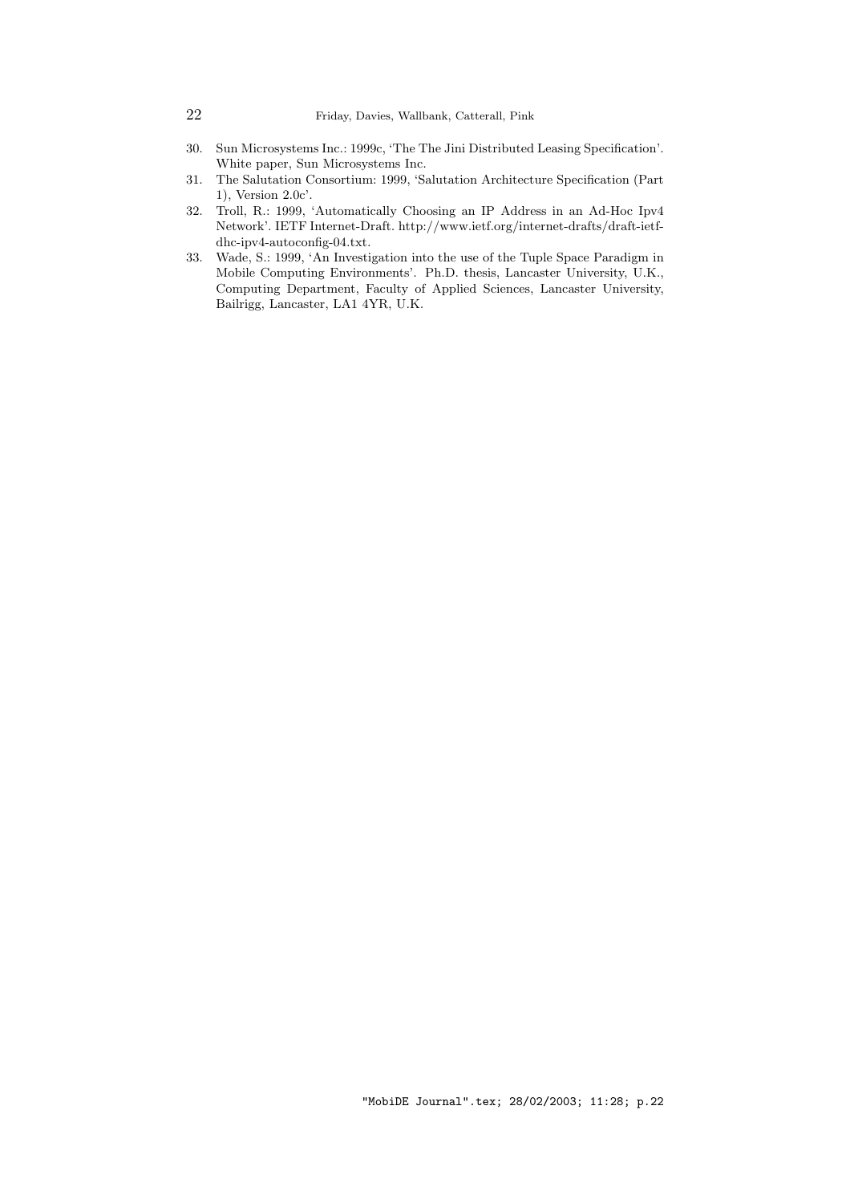30. Sun Microsystems Inc.: 1999c, 'The The Jini Distributed Leasing Specification'. White paper, Sun Microsystems Inc.
31. The Salutation Consortium: 1999, 'Salutation Architecture Specification (Part 1), Version 2.0c'.
32. Troll, R.: 1999, 'Automatically Choosing an IP Address in an Ad-Hoc Ipv4 Network'. IETF Internet-Draft. http://www.ietf.org/internet-drafts/draft-ietf-dhc-ipv4-autoconfig-04.txt.
33. Wade, S.: 1999, 'An Investigation into the use of the Tuple Space Paradigm in Mobile Computing Environments'. Ph.D. thesis, Lancaster University, U.K., Computing Department, Faculty of Applied Sciences, Lancaster University, Bailrigg, Lancaster, LA1 4YR, U.K.